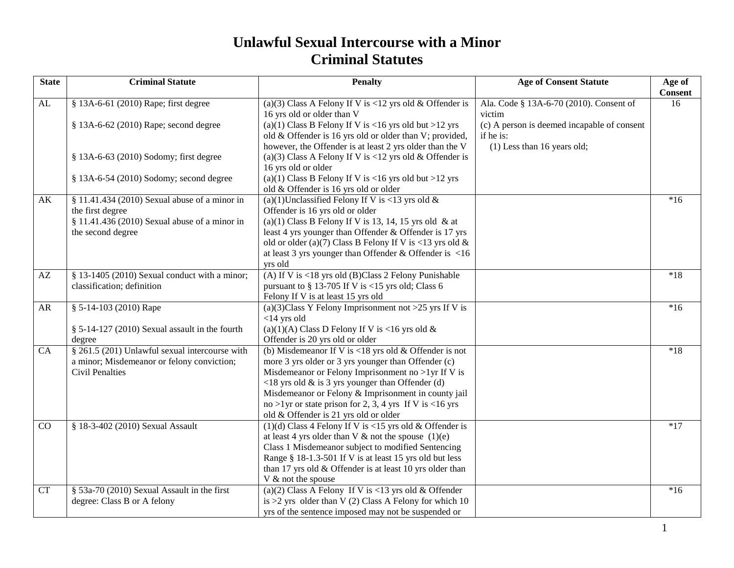# Unlawful Sexual Intercourse with a Minor
# Criminal Statutes

| State | Criminal Statute | Penalty | Age of Consent Statute | Age of Consent |
|---|---|---|---|---|
| AL | § 13A-6-61 (2010) Rape; first degree<br><br>§ 13A-6-62 (2010) Rape; second degree<br><br>§ 13A-6-63 (2010) Sodomy; first degree<br><br>§ 13A-6-54 (2010) Sodomy; second degree | (a)(3) Class A Felony If V is <12 yrs old & Offender is 16 yrs old or older than V<br>(a)(1) Class B Felony If V is <16 yrs old but >12 yrs old & Offender is 16 yrs old or older than V; provided, however, the Offender is at least 2 yrs older than the V<br>(a)(3) Class A Felony If V is <12 yrs old & Offender is 16 yrs old or older<br>(a)(1) Class B Felony If V is <16 yrs old but >12 yrs old & Offender is 16 yrs old or older | Ala. Code § 13A-6-70 (2010). Consent of victim<br>(c) A person is deemed incapable of consent if he is:<br>(1) Less than 16 years old; | 16 |
| AK | § 11.41.434 (2010) Sexual abuse of a minor in the first degree<br>§ 11.41.436 (2010) Sexual abuse of a minor in the second degree | (a)(1)Unclassified Felony If V is <13 yrs old & Offender is 16 yrs old or older<br>(a)(1) Class B Felony If V is 13, 14, 15 yrs old & at least 4 yrs younger than Offender & Offender is 17 yrs old or older (a)(7) Class B Felony If V is <13 yrs old & at least 3 yrs younger than Offender & Offender is <16 yrs old | | *16 |
| AZ | § 13-1405 (2010) Sexual conduct with a minor; classification; definition | (A) If V is <18 yrs old (B)Class 2 Felony Punishable pursuant to § 13-705 If V is <15 yrs old; Class 6 Felony If V is at least 15 yrs old | | *18 |
| AR | § 5-14-103 (2010) Rape<br><br>§ 5-14-127 (2010) Sexual assault in the fourth degree | (a)(3)Class Y Felony Imprisonment not >25 yrs If V is <14 yrs old<br>(a)(1)(A) Class D Felony If V is <16 yrs old & Offender is 20 yrs old or older | | *16 |
| CA | § 261.5 (201) Unlawful sexual intercourse with a minor; Misdemeanor or felony conviction; Civil Penalties | (b) Misdemeanor If V is <18 yrs old & Offender is not more 3 yrs older or 3 yrs younger than Offender (c) Misdemeanor or Felony Imprisonment no >1yr If V is <18 yrs old & is 3 yrs younger than Offender (d) Misdemeanor or Felony & Imprisonment in county jail no >1yr or state prison for 2, 3, 4 yrs If V is <16 yrs old & Offender is 21 yrs old or older | | *18 |
| CO | § 18-3-402 (2010) Sexual Assault | (1)(d) Class 4 Felony If V is <15 yrs old & Offender is at least 4 yrs older than V & not the spouse (1)(e) Class 1 Misdemeanor subject to modified Sentencing Range § 18-1.3-501 If V is at least 15 yrs old but less than 17 yrs old & Offender is at least 10 yrs older than V & not the spouse | | *17 |
| CT | § 53a-70 (2010) Sexual Assault in the first degree: Class B or A felony | (a)(2) Class A Felony If V is <13 yrs old & Offender is >2 yrs older than V (2) Class A Felony for which 10 yrs of the sentence imposed may not be suspended or | | *16 |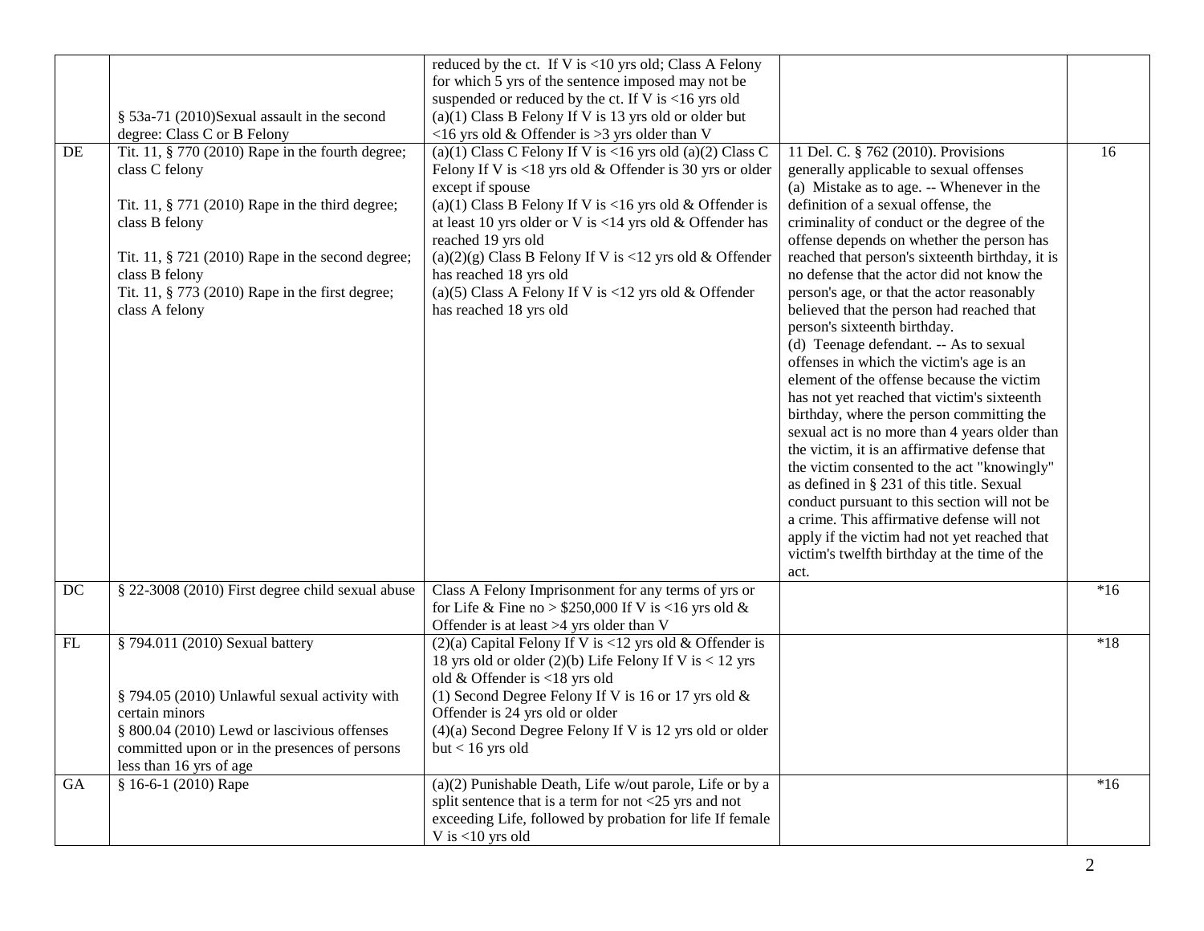| | | | | |
|---|---|---|---|---|
| | § 53a-71 (2010)Sexual assault in the second degree: Class C or B Felony | reduced by the ct. If V is <10 yrs old; Class A Felony for which 5 yrs of the sentence imposed may not be suspended or reduced by the ct. If V is <16 yrs old (a)(1) Class B Felony If V is 13 yrs old or older but <16 yrs old & Offender is >3 yrs older than V | | |
| DE | Tit. 11, § 770 (2010) Rape in the fourth degree; class C felony<br><br>Tit. 11, § 771 (2010) Rape in the third degree; class B felony<br><br>Tit. 11, § 721 (2010) Rape in the second degree; class B felony<br>Tit. 11, § 773 (2010) Rape in the first degree; class A felony | (a)(1) Class C Felony If V is <16 yrs old (a)(2) Class C Felony If V is <18 yrs old & Offender is 30 yrs or older except if spouse<br>(a)(1) Class B Felony If V is <16 yrs old & Offender is at least 10 yrs older or V is <14 yrs old & Offender has reached 19 yrs old<br>(a)(2)(g) Class B Felony If V is <12 yrs old & Offender has reached 18 yrs old<br>(a)(5) Class A Felony If V is <12 yrs old & Offender has reached 18 yrs old | 11 Del. C. § 762 (2010). Provisions generally applicable to sexual offenses<br>(a) Mistake as to age. -- Whenever in the definition of a sexual offense, the criminality of conduct or the degree of the offense depends on whether the person has reached that person's sixteenth birthday, it is no defense that the actor did not know the person's age, or that the actor reasonably believed that the person had reached that person's sixteenth birthday.<br>(d) Teenage defendant. -- As to sexual offenses in which the victim's age is an element of the offense because the victim has not yet reached that victim's sixteenth birthday, where the person committing the sexual act is no more than 4 years older than the victim, it is an affirmative defense that the victim consented to the act "knowingly" as defined in § 231 of this title. Sexual conduct pursuant to this section will not be a crime. This affirmative defense will not apply if the victim had not yet reached that victim's twelfth birthday at the time of the act. | 16 |
| DC | § 22-3008 (2010) First degree child sexual abuse | Class A Felony Imprisonment for any terms of yrs or for Life & Fine no > $250,000 If V is <16 yrs old & Offender is at least >4 yrs older than V | | *16 |
| FL | § 794.011 (2010) Sexual battery<br><br><br>§ 794.05 (2010) Unlawful sexual activity with certain minors<br>§ 800.04 (2010) Lewd or lascivious offenses committed upon or in the presences of persons less than 16 yrs of age | (2)(a) Capital Felony If V is <12 yrs old & Offender is 18 yrs old or older (2)(b) Life Felony If V is < 12 yrs old & Offender is <18 yrs old<br>(1) Second Degree Felony If V is 16 or 17 yrs old & Offender is 24 yrs old or older<br>(4)(a) Second Degree Felony If V is 12 yrs old or older but < 16 yrs old | | *18 |
| GA | § 16-6-1 (2010) Rape | (a)(2) Punishable Death, Life w/out parole, Life or by a split sentence that is a term for not <25 yrs and not exceeding Life, followed by probation for life If female V is <10 yrs old | | *16 |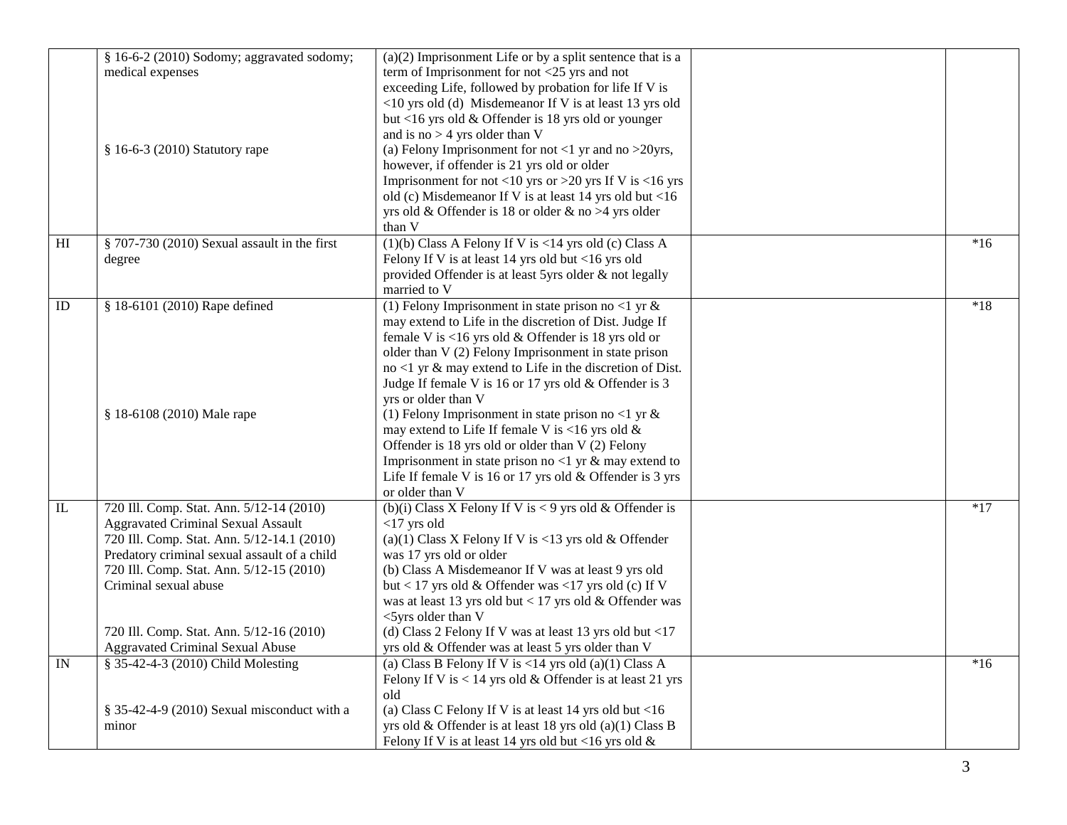| | | | | |
|---|---|---|---|---|
| | § 16-6-2 (2010) Sodomy; aggravated sodomy; medical expenses<br><br><br><br><br>§ 16-6-3 (2010) Statutory rape | (a)(2) Imprisonment Life or by a split sentence that is a term of Imprisonment for not <25 yrs and not exceeding Life, followed by probation for life If V is <10 yrs old (d) Misdemeanor If V is at least 13 yrs old but <16 yrs old & Offender is 18 yrs old or younger and is no > 4 yrs older than V<br>(a) Felony Imprisonment for not <1 yr and no >20yrs, however, if offender is 21 yrs old or older Imprisonment for not <10 yrs or >20 yrs If V is <16 yrs old (c) Misdemeanor If V is at least 14 yrs old but <16 yrs old & Offender is 18 or older & no >4 yrs older than V | | |
| HI | § 707-730 (2010) Sexual assault in the first degree | (1)(b) Class A Felony If V is <14 yrs old (c) Class A Felony If V is at least 14 yrs old but <16 yrs old provided Offender is at least 5yrs older & not legally married to V | | *16 |
| ID | § 18-6101 (2010) Rape defined<br><br><br><br><br><br>§ 18-6108 (2010) Male rape | (1) Felony Imprisonment in state prison no <1 yr & may extend to Life in the discretion of Dist. Judge If female V is <16 yrs old & Offender is 18 yrs old or older than V (2) Felony Imprisonment in state prison no <1 yr & may extend to Life in the discretion of Dist. Judge If female V is 16 or 17 yrs old & Offender is 3 yrs or older than V<br>(1) Felony Imprisonment in state prison no <1 yr & may extend to Life If female V is <16 yrs old & Offender is 18 yrs old or older than V (2) Felony Imprisonment in state prison no <1 yr & may extend to Life If female V is 16 or 17 yrs old & Offender is 3 yrs or older than V | | *18 |
| IL | 720 Ill. Comp. Stat. Ann. 5/12-14 (2010) Aggravated Criminal Sexual Assault<br>720 Ill. Comp. Stat. Ann. 5/12-14.1 (2010) Predatory criminal sexual assault of a child<br>720 Ill. Comp. Stat. Ann. 5/12-15 (2010) Criminal sexual abuse<br><br><br>720 Ill. Comp. Stat. Ann. 5/12-16 (2010) Aggravated Criminal Sexual Abuse | (b)(i) Class X Felony If V is < 9 yrs old & Offender is <17 yrs old<br>(a)(1) Class X Felony If V is <13 yrs old & Offender was 17 yrs old or older<br>(b) Class A Misdemeanor If V was at least 9 yrs old but < 17 yrs old & Offender was <17 yrs old (c) If V was at least 13 yrs old but < 17 yrs old & Offender was <5yrs older than V<br>(d) Class 2 Felony If V was at least 13 yrs old but <17 yrs old & Offender was at least 5 yrs older than V | | *17 |
| IN | § 35-42-4-3 (2010) Child Molesting<br><br><br>§ 35-42-4-9 (2010) Sexual misconduct with a minor | (a) Class B Felony If V is <14 yrs old (a)(1) Class A Felony If V is < 14 yrs old & Offender is at least 21 yrs old<br>(a) Class C Felony If V is at least 14 yrs old but <16 yrs old & Offender is at least 18 yrs old (a)(1) Class B Felony If V is at least 14 yrs old but <16 yrs old & | | *16 |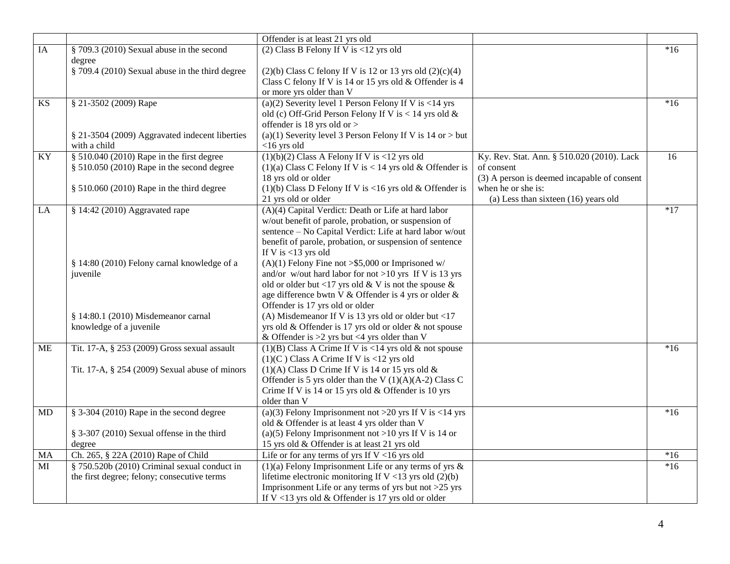| | | | | |
|---|---|---|---|---|
| | | Offender is at least 21 yrs old | | |
| IA | § 709.3 (2010) Sexual abuse in the second degree<br><br>§ 709.4 (2010) Sexual abuse in the third degree | (2) Class B Felony If V is <12 yrs old<br><br>(2)(b) Class C felony If V is 12 or 13 yrs old (2)(c)(4) Class C felony If V is 14 or 15 yrs old & Offender is 4 or more yrs older than V | | *16 |
| KS | § 21-3502 (2009) Rape<br><br>§ 21-3504 (2009) Aggravated indecent liberties with a child | (a)(2) Severity level 1 Person Felony If V is <14 yrs old (c) Off-Grid Person Felony If V is < 14 yrs old & offender is 18 yrs old or ><br>(a)(1) Severity level 3 Person Felony If V is 14 or > but <16 yrs old | | *16 |
| KY | § 510.040 (2010) Rape in the first degree<br>§ 510.050 (2010) Rape in the second degree<br><br>§ 510.060 (2010) Rape in the third degree | (1)(b)(2) Class A Felony If V is <12 yrs old<br>(1)(a) Class C Felony If V is < 14 yrs old & Offender is 18 yrs old or older<br>(1)(b) Class D Felony If V is <16 yrs old & Offender is 21 yrs old or older | Ky. Rev. Stat. Ann. § 510.020 (2010). Lack of consent<br>(3) A person is deemed incapable of consent when he or she is:<br>(a) Less than sixteen (16) years old | 16 |
| LA | § 14:42 (2010) Aggravated rape<br><br><br><br><br>§ 14:80 (2010) Felony carnal knowledge of a juvenile<br><br><br><br>§ 14:80.1 (2010) Misdemeanor carnal knowledge of a juvenile | (A)(4) Capital Verdict: Death or Life at hard labor w/out benefit of parole, probation, or suspension of sentence – No Capital Verdict: Life at hard labor w/out benefit of parole, probation, or suspension of sentence If V is <13 yrs old<br>(A)(1) Felony Fine not >$5,000 or Imprisoned w/ and/or w/out hard labor for not >10 yrs If V is 13 yrs old or older but <17 yrs old & V is not the spouse & age difference bwtn V & Offender is 4 yrs or older & Offender is 17 yrs old or older<br>(A) Misdemeanor If V is 13 yrs old or older but <17 yrs old & Offender is 17 yrs old or older & not spouse & Offender is >2 yrs but <4 yrs older than V | | *17 |
| ME | Tit. 17-A, § 253 (2009) Gross sexual assault<br><br>Tit. 17-A, § 254 (2009) Sexual abuse of minors | (1)(B) Class A Crime If V is <14 yrs old & not spouse (1)(C ) Class A Crime If V is <12 yrs old<br>(1)(A) Class D Crime If V is 14 or 15 yrs old & Offender is 5 yrs older than the V (1)(A)(A-2) Class C Crime If V is 14 or 15 yrs old & Offender is 10 yrs older than V | | *16 |
| MD | § 3-304 (2010) Rape in the second degree<br><br>§ 3-307 (2010) Sexual offense in the third degree | (a)(3) Felony Imprisonment not >20 yrs If V is <14 yrs old & Offender is at least 4 yrs older than V<br>(a)(5) Felony Imprisonment not >10 yrs If V is 14 or 15 yrs old & Offender is at least 21 yrs old | | *16 |
| MA | Ch. 265, § 22A (2010) Rape of Child | Life or for any terms of yrs If V <16 yrs old | | *16 |
| MI | § 750.520b (2010) Criminal sexual conduct in the first degree; felony; consecutive terms | (1)(a) Felony Imprisonment Life or any terms of yrs & lifetime electronic monitoring If V <13 yrs old (2)(b) Imprisonment Life or any terms of yrs but not >25 yrs If V <13 yrs old & Offender is 17 yrs old or older | | *16 |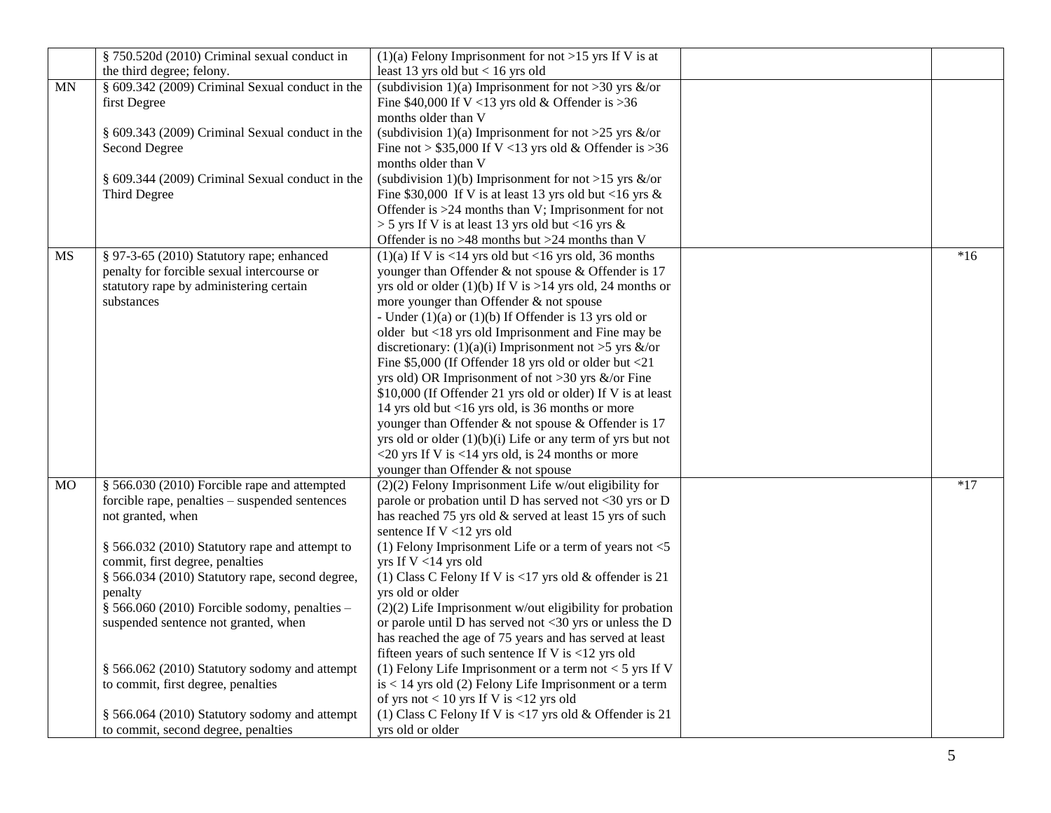| | | | | |
|---|---|---|---|---|
| | § 750.520d (2010) Criminal sexual conduct in the third degree; felony. | (1)(a) Felony Imprisonment for not >15 yrs If V is at least 13 yrs old but < 16 yrs old | | |
| MN | § 609.342 (2009) Criminal Sexual conduct in the first Degree<br><br>§ 609.343 (2009) Criminal Sexual conduct in the Second Degree<br><br>§ 609.344 (2009) Criminal Sexual conduct in the Third Degree | (subdivision 1)(a) Imprisonment for not >30 yrs &/or Fine $40,000 If V <13 yrs old & Offender is >36 months older than V<br>(subdivision 1)(a) Imprisonment for not >25 yrs &/or Fine not > $35,000 If V <13 yrs old & Offender is >36 months older than V<br>(subdivision 1)(b) Imprisonment for not >15 yrs &/or Fine $30,000 If V is at least 13 yrs old but <16 yrs & Offender is >24 months than V; Imprisonment for not > 5 yrs If V is at least 13 yrs old but <16 yrs & Offender is no >48 months but >24 months than V | | |
| MS | § 97-3-65 (2010) Statutory rape; enhanced penalty for forcible sexual intercourse or statutory rape by administering certain substances | (1)(a) If V is <14 yrs old but <16 yrs old, 36 months younger than Offender & not spouse & Offender is 17 yrs old or older (1)(b) If V is >14 yrs old, 24 months or more younger than Offender & not spouse<br>- Under (1)(a) or (1)(b) If Offender is 13 yrs old or older but <18 yrs old Imprisonment and Fine may be discretionary: (1)(a)(i) Imprisonment not >5 yrs &/or Fine $5,000 (If Offender 18 yrs old or older but <21 yrs old) OR Imprisonment of not >30 yrs &/or Fine $10,000 (If Offender 21 yrs old or older) If V is at least 14 yrs old but <16 yrs old, is 36 months or more younger than Offender & not spouse & Offender is 17 yrs old or older (1)(b)(i) Life or any term of yrs but not <20 yrs If V is <14 yrs old, is 24 months or more younger than Offender & not spouse | | *16 |
| MO | § 566.030 (2010) Forcible rape and attempted forcible rape, penalties – suspended sentences not granted, when<br><br>§ 566.032 (2010) Statutory rape and attempt to commit, first degree, penalties<br>§ 566.034 (2010) Statutory rape, second degree, penalty<br>§ 566.060 (2010) Forcible sodomy, penalties – suspended sentence not granted, when<br><br><br>§ 566.062 (2010) Statutory sodomy and attempt to commit, first degree, penalties<br><br>§ 566.064 (2010) Statutory sodomy and attempt to commit, second degree, penalties | (2)(2) Felony Imprisonment Life w/out eligibility for parole or probation until D has served not <30 yrs or D has reached 75 yrs old & served at least 15 yrs of such sentence If V <12 yrs old<br>(1) Felony Imprisonment Life or a term of years not <5 yrs If V <14 yrs old<br>(1) Class C Felony If V is <17 yrs old & offender is 21 yrs old or older<br>(2)(2) Life Imprisonment w/out eligibility for probation or parole until D has served not <30 yrs or unless the D has reached the age of 75 years and has served at least fifteen years of such sentence If V is <12 yrs old<br>(1) Felony Life Imprisonment or a term not < 5 yrs If V is < 14 yrs old (2) Felony Life Imprisonment or a term of yrs not < 10 yrs If V is <12 yrs old<br>(1) Class C Felony If V is <17 yrs old & Offender is 21 yrs old or older | | *17 |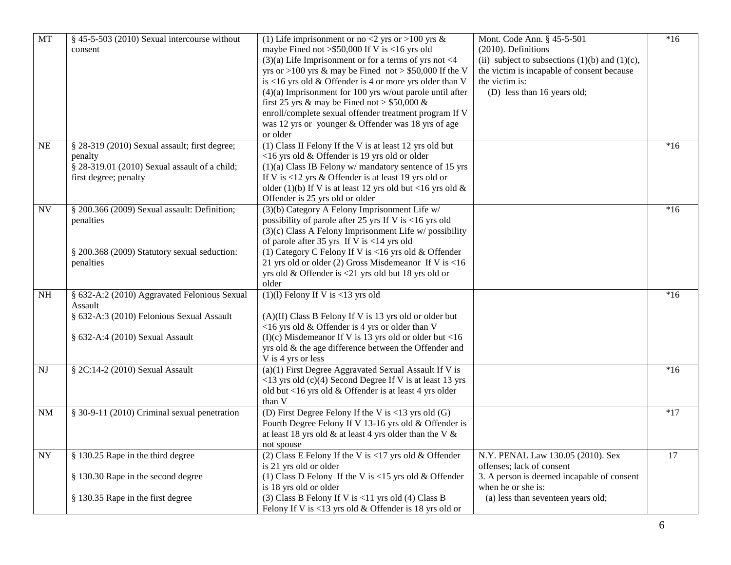| MT | § 45-5-503 (2010) Sexual intercourse without consent | (1) Life imprisonment or no <2 yrs or >100 yrs & maybe Fined not >$50,000 If V is <16 yrs old (3)(a) Life Imprisonment or for a terms of yrs not <4 yrs or >100 yrs & may be Fined not > $50,000 If the V is <16 yrs old & Offender is 4 or more yrs older than V (4)(a) Imprisonment for 100 yrs w/out parole until after first 25 yrs & may be Fined not > $50,000 & enroll/complete sexual offender treatment program If V was 12 yrs or younger & Offender was 18 yrs of age or older | Mont. Code Ann. § 45-5-501 (2010). Definitions (ii) subject to subsections (1)(b) and (1)(c), the victim is incapable of consent because the victim is: (D) less than 16 years old; | *16 |
|---|---|---|---|---|
| NE | § 28-319 (2010) Sexual assault; first degree; penalty<br>§ 28-319.01 (2010) Sexual assault of a child; first degree; penalty | (1) Class II Felony If the V is at least 12 yrs old but <16 yrs old & Offender is 19 yrs old or older (1)(a) Class IB Felony w/ mandatory sentence of 15 yrs If V is <12 yrs & Offender is at least 19 yrs old or older (1)(b) If V is at least 12 yrs old but <16 yrs old & Offender is 25 yrs old or older | | *16 |
| NV | § 200.366 (2009) Sexual assault: Definition; penalties<br><br>§ 200.368 (2009) Statutory sexual seduction: penalties | (3)(b) Category A Felony Imprisonment Life w/ possibility of parole after 25 yrs If V is <16 yrs old (3)(c) Class A Felony Imprisonment Life w/ possibility of parole after 35 yrs If V is <14 yrs old (1) Category C Felony If V is <16 yrs old & Offender 21 yrs old or older (2) Gross Misdemeanor If V is <16 yrs old & Offender is <21 yrs old but 18 yrs old or older | | *16 |
| NH | § 632-A:2 (2010) Aggravated Felonious Sexual Assault<br>§ 632-A:3 (2010) Felonious Sexual Assault<br><br>§ 632-A:4 (2010) Sexual Assault | (1)(l) Felony If V is <13 yrs old<br><br>(A)(II) Class B Felony If V is 13 yrs old or older but <16 yrs old & Offender is 4 yrs or older than V (I)(c) Misdemeanor If V is 13 yrs old or older but <16 yrs old & the age difference between the Offender and V is 4 yrs or less | | *16 |
| NJ | § 2C:14-2 (2010) Sexual Assault | (a)(1) First Degree Aggravated Sexual Assault If V is <13 yrs old (c)(4) Second Degree If V is at least 13 yrs old but <16 yrs old & Offender is at least 4 yrs older than V | | *16 |
| NM | § 30-9-11 (2010) Criminal sexual penetration | (D) First Degree Felony If the V is <13 yrs old (G) Fourth Degree Felony If V 13-16 yrs old & Offender is at least 18 yrs old & at least 4 yrs older than the V & not spouse | | *17 |
| NY | § 130.25 Rape in the third degree<br><br>§ 130.30 Rape in the second degree<br><br>§ 130.35 Rape in the first degree | (2) Class E Felony If the V is <17 yrs old & Offender is 21 yrs old or older (1) Class D Felony If the V is <15 yrs old & Offender is 18 yrs old or older (3) Class B Felony If V is <11 yrs old (4) Class B Felony If V is <13 yrs old & Offender is 18 yrs old or | N.Y. PENAL Law 130.05 (2010). Sex offenses; lack of consent 3. A person is deemed incapable of consent when he or she is: (a) less than seventeen years old; | 17 |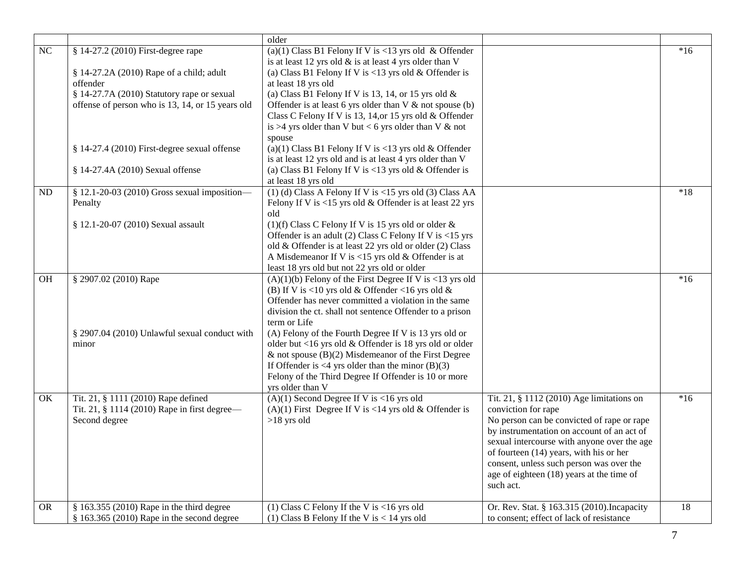| | | older | | |
|---|---|---|---|---|
| NC | § 14-27.2 (2010) First-degree rape<br><br>§ 14-27.2A (2010) Rape of a child; adult offender<br>§ 14-27.7A (2010) Statutory rape or sexual offense of person who is 13, 14, or 15 years old<br><br><br><br>§ 14-27.4 (2010) First-degree sexual offense<br><br>§ 14-27.4A (2010) Sexual offense | (a)(1) Class B1 Felony If V is <13 yrs old & Offender is at least 12 yrs old & is at least 4 yrs older than V<br>(a) Class B1 Felony If V is <13 yrs old & Offender is at least 18 yrs old<br>(a) Class B1 Felony If V is 13, 14, or 15 yrs old & Offender is at least 6 yrs older than V & not spouse (b) Class C Felony If V is 13, 14,or 15 yrs old & Offender is >4 yrs older than V but < 6 yrs older than V & not spouse<br>(a)(1) Class B1 Felony If V is <13 yrs old & Offender is at least 12 yrs old and is at least 4 yrs older than V<br>(a) Class B1 Felony If V is <13 yrs old & Offender is at least 18 yrs old | | *16 |
| ND | § 12.1-20-03 (2010) Gross sexual imposition—Penalty<br><br>§ 12.1-20-07 (2010) Sexual assault | (1) (d) Class A Felony If V is <15 yrs old (3) Class AA Felony If V is <15 yrs old & Offender is at least 22 yrs old<br>(1)(f) Class C Felony If V is 15 yrs old or older & Offender is an adult (2) Class C Felony If V is <15 yrs old & Offender is at least 22 yrs old or older (2) Class A Misdemeanor If V is <15 yrs old & Offender is at least 18 yrs old but not 22 yrs old or older | | *18 |
| OH | § 2907.02 (2010) Rape<br><br><br><br><br>§ 2907.04 (2010) Unlawful sexual conduct with minor | (A)(1)(b) Felony of the First Degree If V is <13 yrs old (B) If V is <10 yrs old & Offender <16 yrs old & Offender has never committed a violation in the same division the ct. shall not sentence Offender to a prison term or Life<br>(A) Felony of the Fourth Degree If V is 13 yrs old or older but <16 yrs old & Offender is 18 yrs old or older & not spouse (B)(2) Misdemeanor of the First Degree If Offender is <4 yrs older than the minor (B)(3) Felony of the Third Degree If Offender is 10 or more yrs older than V | | *16 |
| OK | Tit. 21, § 1111 (2010) Rape defined<br>Tit. 21, § 1114 (2010) Rape in first degree—Second degree | (A)(1) Second Degree If V is <16 yrs old<br>(A)(1) First Degree If V is <14 yrs old & Offender is >18 yrs old | Tit. 21, § 1112 (2010) Age limitations on conviction for rape<br>No person can be convicted of rape or rape by instrumentation on account of an act of sexual intercourse with anyone over the age of fourteen (14) years, with his or her consent, unless such person was over the age of eighteen (18) years at the time of such act. | *16 |
| OR | § 163.355 (2010) Rape in the third degree<br>§ 163.365 (2010) Rape in the second degree | (1) Class C Felony If the V is <16 yrs old<br>(1) Class B Felony If the V is < 14 yrs old | Or. Rev. Stat. § 163.315 (2010).Incapacity to consent; effect of lack of resistance | 18 |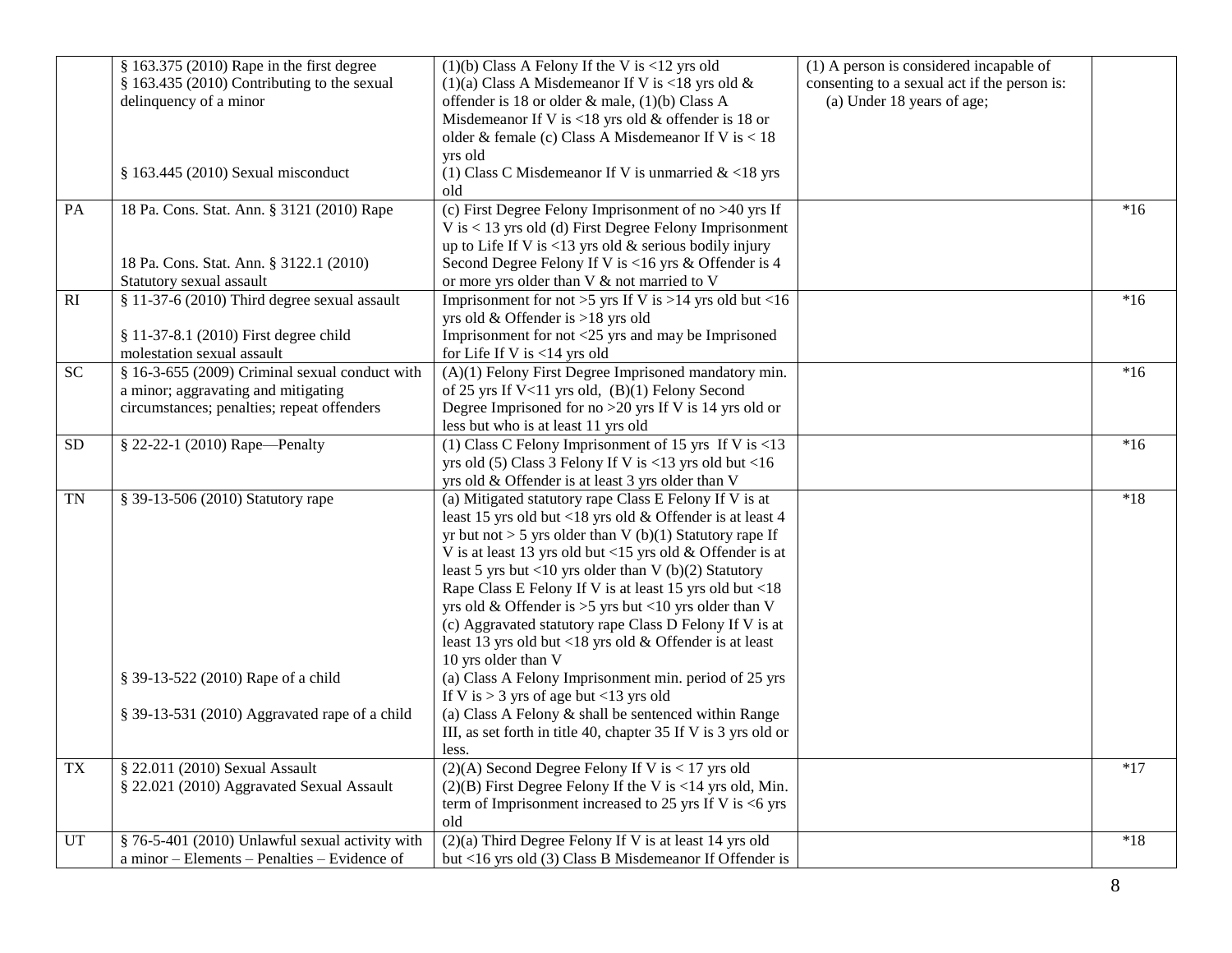| | | | | |
|---|---|---|---|---|
| | § 163.375 (2010) Rape in the first degree<br>§ 163.435 (2010) Contributing to the sexual delinquency of a minor<br><br>§ 163.445 (2010) Sexual misconduct | (1)(b) Class A Felony If the V is <12 yrs old<br>(1)(a) Class A Misdemeanor If V is <18 yrs old & offender is 18 or older & male, (1)(b) Class A Misdemeanor If V is <18 yrs old & offender is 18 or older & female (c) Class A Misdemeanor If V is < 18 yrs old<br>(1) Class C Misdemeanor If V is unmarried & <18 yrs old | (1) A person is considered incapable of consenting to a sexual act if the person is:<br>(a) Under 18 years of age; | |
| PA | 18 Pa. Cons. Stat. Ann. § 3121 (2010) Rape<br><br>18 Pa. Cons. Stat. Ann. § 3122.1 (2010) Statutory sexual assault | (c) First Degree Felony Imprisonment of no >40 yrs If V is < 13 yrs old (d) First Degree Felony Imprisonment up to Life If V is <13 yrs old & serious bodily injury Second Degree Felony If V is <16 yrs & Offender is 4 or more yrs older than V & not married to V | | *16 |
| RI | § 11-37-6 (2010) Third degree sexual assault<br><br>§ 11-37-8.1 (2010) First degree child molestation sexual assault | Imprisonment for not >5 yrs If V is >14 yrs old but <16 yrs old & Offender is >18 yrs old<br>Imprisonment for not <25 yrs and may be Imprisoned for Life If V is <14 yrs old | | *16 |
| SC | § 16-3-655 (2009) Criminal sexual conduct with a minor; aggravating and mitigating circumstances; penalties; repeat offenders | (A)(1) Felony First Degree Imprisoned mandatory min. of 25 yrs If V<11 yrs old, (B)(1) Felony Second Degree Imprisoned for no >20 yrs If V is 14 yrs old or less but who is at least 11 yrs old | | *16 |
| SD | § 22-22-1 (2010) Rape—Penalty | (1) Class C Felony Imprisonment of 15 yrs If V is <13 yrs old (5) Class 3 Felony If V is <13 yrs old but <16 yrs old & Offender is at least 3 yrs older than V | | *16 |
| TN | § 39-13-506 (2010) Statutory rape<br><br><br><br><br><br><br><br><br>§ 39-13-522 (2010) Rape of a child<br><br>§ 39-13-531 (2010) Aggravated rape of a child | (a) Mitigated statutory rape Class E Felony If V is at least 15 yrs old but <18 yrs old & Offender is at least 4 yr but not > 5 yrs older than V (b)(1) Statutory rape If V is at least 13 yrs old but <15 yrs old & Offender is at least 5 yrs but <10 yrs older than V (b)(2) Statutory Rape Class E Felony If V is at least 15 yrs old but <18 yrs old & Offender is >5 yrs but <10 yrs older than V (c) Aggravated statutory rape Class D Felony If V is at least 13 yrs old but <18 yrs old & Offender is at least 10 yrs older than V<br>(a) Class A Felony Imprisonment min. period of 25 yrs If V is > 3 yrs of age but <13 yrs old<br>(a) Class A Felony & shall be sentenced within Range III, as set forth in title 40, chapter 35 If V is 3 yrs old or less. | | *18 |
| TX | § 22.011 (2010) Sexual Assault<br>§ 22.021 (2010) Aggravated Sexual Assault | (2)(A) Second Degree Felony If V is < 17 yrs old<br>(2)(B) First Degree Felony If the V is <14 yrs old, Min. term of Imprisonment increased to 25 yrs If V is <6 yrs old | | *17 |
| UT | § 76-5-401 (2010) Unlawful sexual activity with a minor – Elements – Penalties – Evidence of | (2)(a) Third Degree Felony If V is at least 14 yrs old but <16 yrs old (3) Class B Misdemeanor If Offender is | | *18 |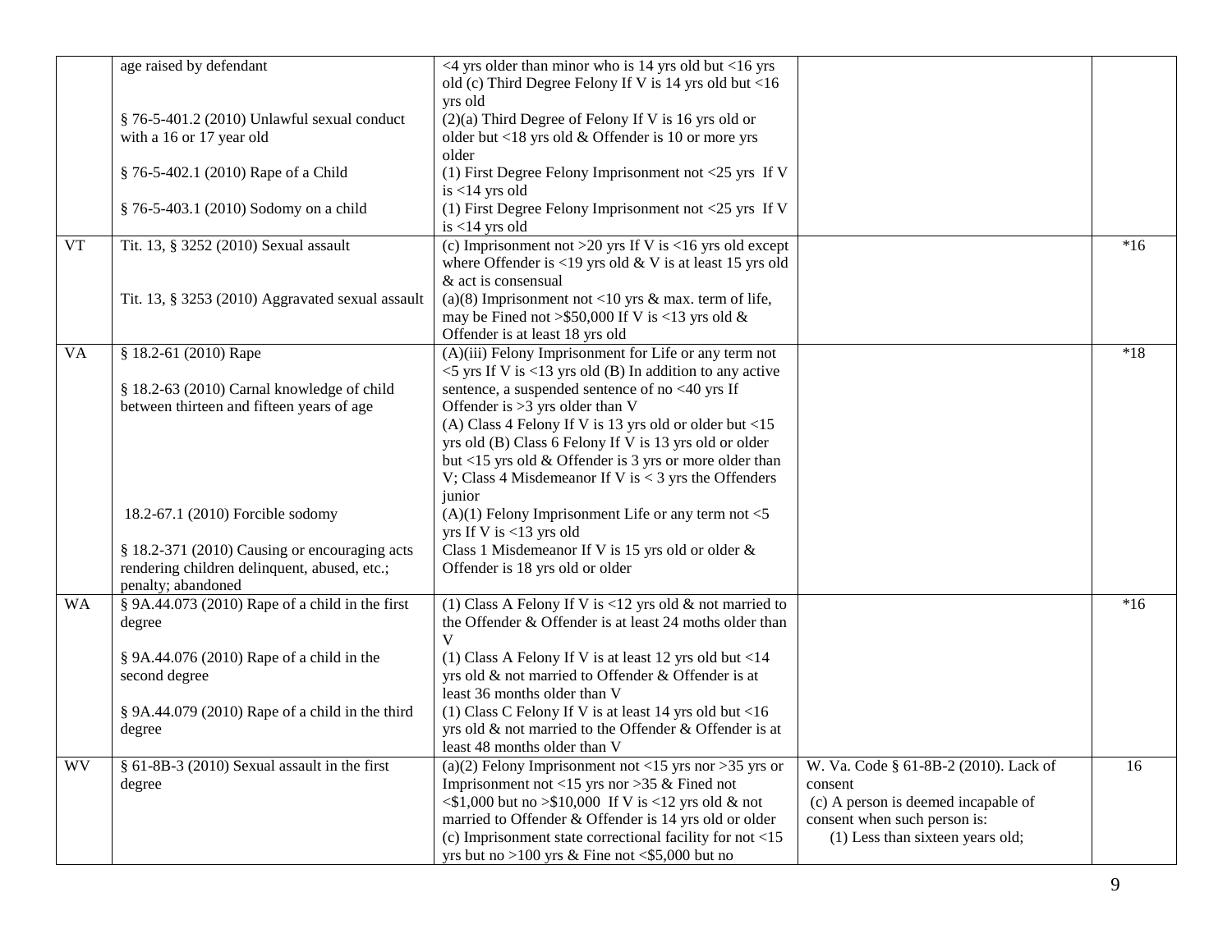| | | | | |
|---|---|---|---|---|
| | age raised by defendant<br><br>§ 76-5-401.2 (2010) Unlawful sexual conduct with a 16 or 17 year old<br><br>§ 76-5-402.1 (2010) Rape of a Child<br><br>§ 76-5-403.1 (2010) Sodomy on a child | <4 yrs older than minor who is 14 yrs old but <16 yrs old (c) Third Degree Felony If V is 14 yrs old but <16 yrs old<br>(2)(a) Third Degree of Felony If V is 16 yrs old or older but <18 yrs old & Offender is 10 or more yrs older<br>(1) First Degree Felony Imprisonment not <25 yrs If V is <14 yrs old<br>(1) First Degree Felony Imprisonment not <25 yrs If V is <14 yrs old | | |
| VT | Tit. 13, § 3252 (2010) Sexual assault<br><br>Tit. 13, § 3253 (2010) Aggravated sexual assault | (c) Imprisonment not >20 yrs If V is <16 yrs old except where Offender is <19 yrs old & V is at least 15 yrs old & act is consensual<br>(a)(8) Imprisonment not <10 yrs & max. term of life, may be Fined not >$50,000 If V is <13 yrs old & Offender is at least 18 yrs old | | *16 |
| VA | § 18.2-61 (2010) Rape<br><br>§ 18.2-63 (2010) Carnal knowledge of child between thirteen and fifteen years of age<br><br>18.2-67.1 (2010) Forcible sodomy<br><br>§ 18.2-371 (2010) Causing or encouraging acts rendering children delinquent, abused, etc.; penalty; abandoned | (A)(iii) Felony Imprisonment for Life or any term not <5 yrs If V is <13 yrs old (B) In addition to any active sentence, a suspended sentence of no <40 yrs If Offender is >3 yrs older than V<br>(A) Class 4 Felony If V is 13 yrs old or older but <15 yrs old (B) Class 6 Felony If V is 13 yrs old or older but <15 yrs old & Offender is 3 yrs or more older than V; Class 4 Misdemeanor If V is < 3 yrs the Offenders junior<br>(A)(1) Felony Imprisonment Life or any term not <5 yrs If V is <13 yrs old<br>Class 1 Misdemeanor If V is 15 yrs old or older & Offender is 18 yrs old or older | | *18 |
| WA | § 9A.44.073 (2010) Rape of a child in the first degree<br><br>§ 9A.44.076 (2010) Rape of a child in the second degree<br><br>§ 9A.44.079 (2010) Rape of a child in the third degree | (1) Class A Felony If V is <12 yrs old & not married to the Offender & Offender is at least 24 moths older than V<br>(1) Class A Felony If V is at least 12 yrs old but <14 yrs old & not married to Offender & Offender is at least 36 months older than V<br>(1) Class C Felony If V is at least 14 yrs old but <16 yrs old & not married to the Offender & Offender is at least 48 months older than V | | *16 |
| WV | § 61-8B-3 (2010) Sexual assault in the first degree | (a)(2) Felony Imprisonment not <15 yrs nor >35 yrs or Imprisonment not <15 yrs nor >35 & Fined not <$1,000 but no >$10,000 If V is <12 yrs old & not married to Offender & Offender is 14 yrs old or older<br>(c) Imprisonment state correctional facility for not <15 yrs but no >100 yrs & Fine not <$5,000 but no | W. Va. Code § 61-8B-2 (2010). Lack of consent<br>(c) A person is deemed incapable of consent when such person is:<br>(1) Less than sixteen years old; | 16 |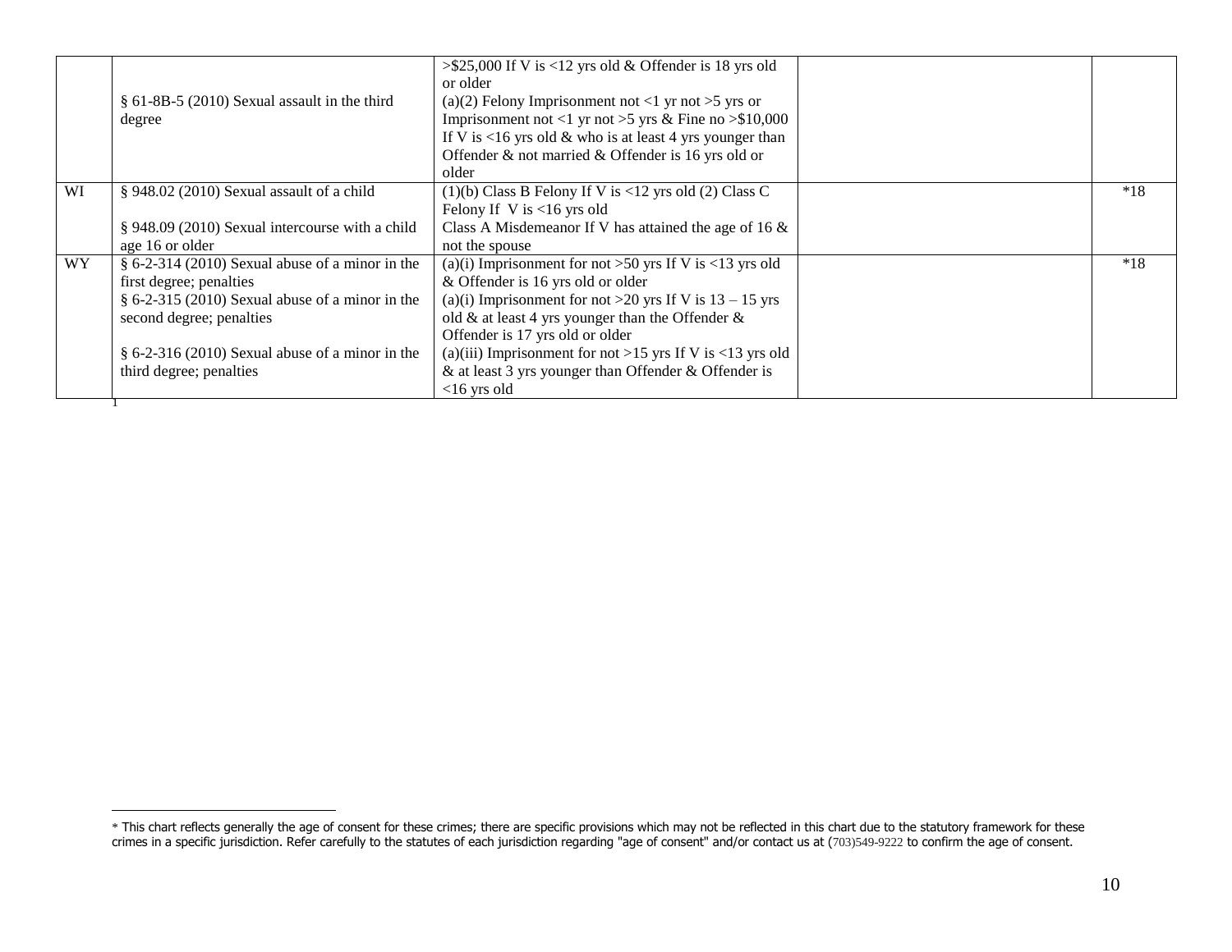| | | | | |
|---|---|---|---|---|
| | § 61-8B-5 (2010) Sexual assault in the third degree | >$25,000 If V is <12 yrs old & Offender is 18 yrs old or older<br>(a)(2) Felony Imprisonment not <1 yr not >5 yrs or Imprisonment not <1 yr not >5 yrs & Fine no >$10,000 If V is <16 yrs old & who is at least 4 yrs younger than Offender & not married & Offender is 16 yrs old or older | | |
| WI | § 948.02 (2010) Sexual assault of a child<br><br>§ 948.09 (2010) Sexual intercourse with a child age 16 or older | (1)(b) Class B Felony If V is <12 yrs old (2) Class C Felony If V is <16 yrs old<br>Class A Misdemeanor If V has attained the age of 16 & not the spouse | | *18 |
| WY | § 6-2-314 (2010) Sexual abuse of a minor in the first degree; penalties<br>§ 6-2-315 (2010) Sexual abuse of a minor in the second degree; penalties<br><br>§ 6-2-316 (2010) Sexual abuse of a minor in the third degree; penalties | (a)(i) Imprisonment for not >50 yrs If V is <13 yrs old & Offender is 16 yrs old or older<br>(a)(i) Imprisonment for not >20 yrs If V is 13 – 15 yrs old & at least 4 yrs younger than the Offender & Offender is 17 yrs old or older<br>(a)(iii) Imprisonment for not >15 yrs If V is <13 yrs old & at least 3 yrs younger than Offender & Offender is <16 yrs old | | *18 |

[1]

* This chart reflects generally the age of consent for these crimes; there are specific provisions which may not be reflected in this chart due to the statutory framework for these crimes in a specific jurisdiction. Refer carefully to the statutes of each jurisdiction regarding "age of consent" and/or contact us at (703)549-9222 to confirm the age of consent.